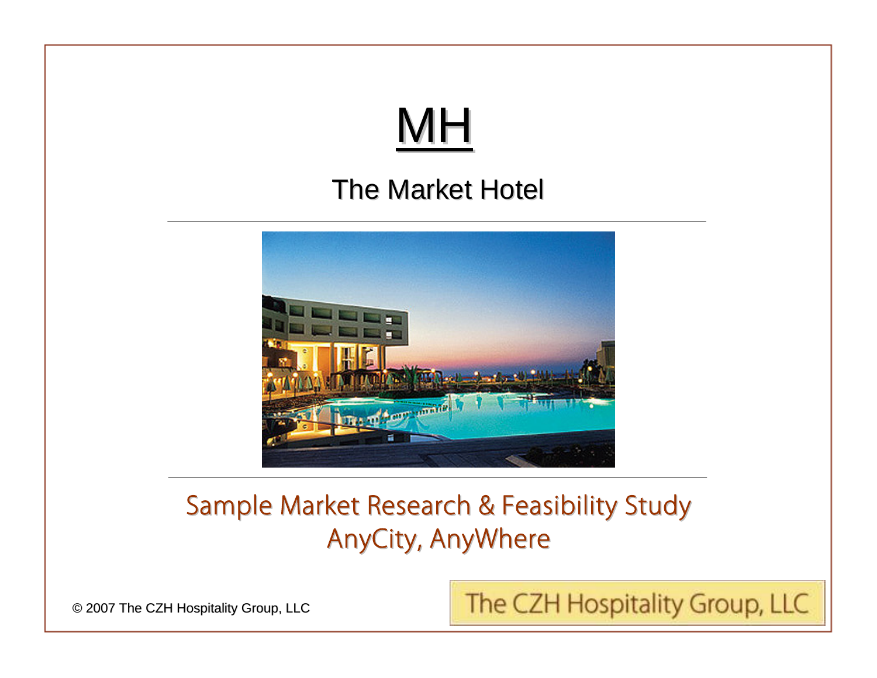# MH

## The Market Hotel

---

---

## Sample Market Research & Feasibility Study
## AnyCity, AnyWhere

© 2007 The CZH Hospitality Group, LLC

The CZH Hospitality Group, LLC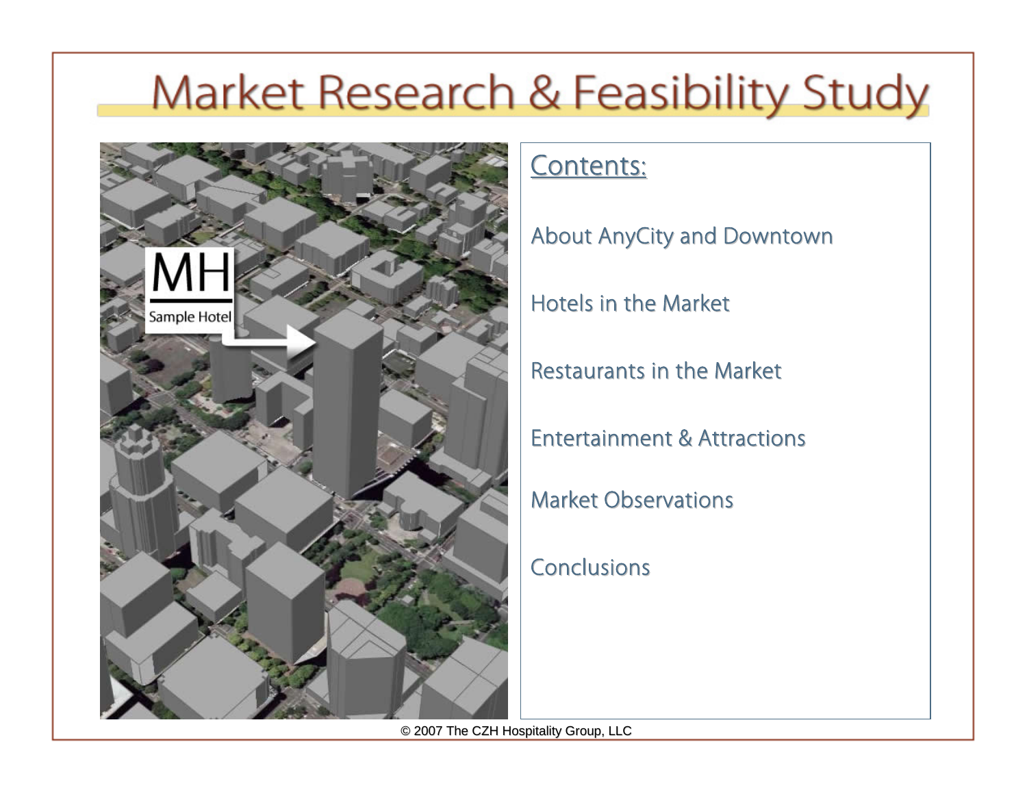# Market Research & Feasibility Study

## Contents:

About AnyCity and Downtown

Hotels in the Market

Restaurants in the Market

Entertainment & Attractions

Market Observations

Conclusions

© 2007 The CZH Hospitality Group, LLC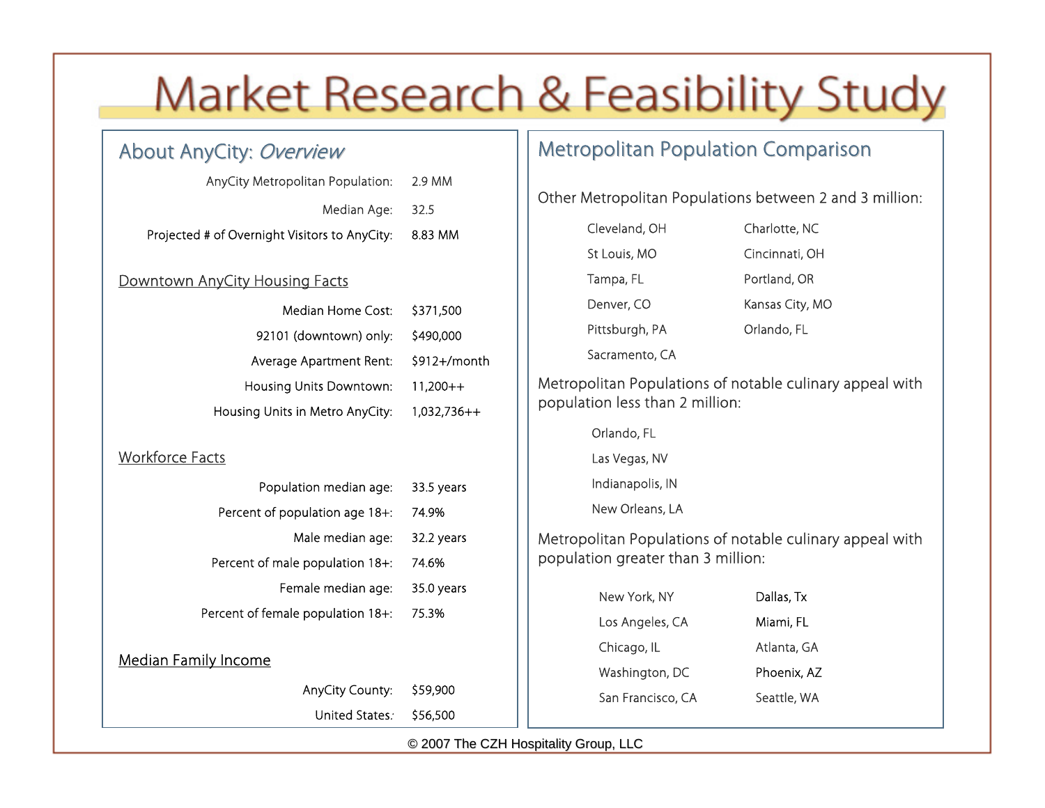# Market Research & Feasibility Study

## About AnyCity: *Overview*

| | |
|---|---|
| AnyCity Metropolitan Population: | 2.9 MM |
| Median Age: | 32.5 |
| Projected # of Overnight Visitors to AnyCity: | 8.83 MM |

### Downtown AnyCity Housing Facts

| | |
|---|---|
| Median Home Cost: | $371,500 |
| 92101 (downtown) only: | $490,000 |
| Average Apartment Rent: | $912+/month |
| Housing Units Downtown: | 11,200++ |
| Housing Units in Metro AnyCity: | 1,032,736++ |

### Workforce Facts

| | |
|---|---|
| Population median age: | 33.5 years |
| Percent of population age 18+: | 74.9% |
| Male median age: | 32.2 years |
| Percent of male population 18+: | 74.6% |
| Female median age: | 35.0 years |
| Percent of female population 18+: | 75.3% |

### Median Family Income

| | |
|---|---|
| AnyCity County: | $59,900 |
| United States: | $56,500 |

## Metropolitan Population Comparison

Other Metropolitan Populations between 2 and 3 million:

- Cleveland, OH
- St Louis, MO
- Tampa, FL
- Denver, CO
- Pittsburgh, PA
- Sacramento, CA
- Charlotte, NC
- Cincinnati, OH
- Portland, OR
- Kansas City, MO
- Orlando, FL

Metropolitan Populations of notable culinary appeal with population less than 2 million:

- Orlando, FL
- Las Vegas, NV
- Indianapolis, IN
- New Orleans, LA

Metropolitan Populations of notable culinary appeal with population greater than 3 million:

- New York, NY
- Los Angeles, CA
- Chicago, IL
- Washington, DC
- San Francisco, CA
- Dallas, Tx
- Miami, FL
- Atlanta, GA
- Phoenix, AZ
- Seattle, WA

© 2007 The CZH Hospitality Group, LLC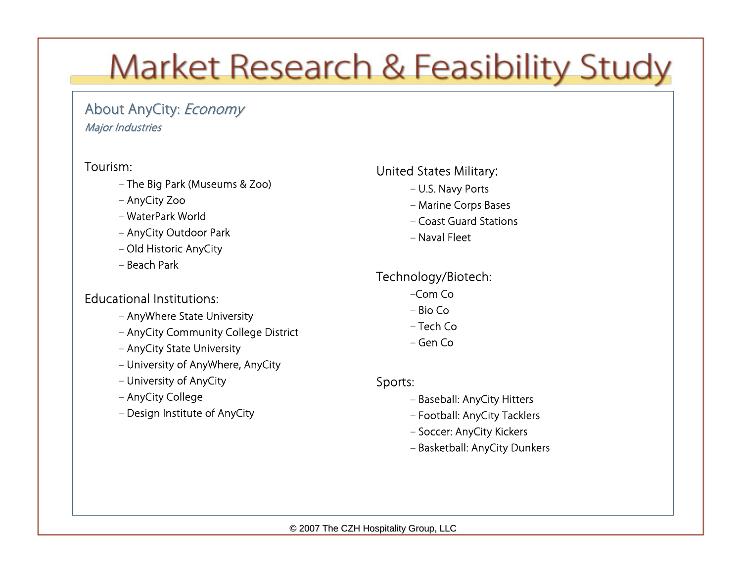# Market Research & Feasibility Study

## About AnyCity: *Economy*

*Major Industries*

Tourism:

- The Big Park (Museums & Zoo)
- AnyCity Zoo
- WaterPark World
- AnyCity Outdoor Park
- Old Historic AnyCity
- Beach Park

Educational Institutions:

- AnyWhere State University
- AnyCity Community College District
- AnyCity State University
- University of AnyWhere, AnyCity
- University of AnyCity
- AnyCity College
- Design Institute of AnyCity

United States Military:

- U.S. Navy Ports
- Marine Corps Bases
- Coast Guard Stations
- Naval Fleet

Technology/Biotech:

- Com Co
- Bio Co
- Tech Co
- Gen Co

Sports:

- Baseball: AnyCity Hitters
- Football: AnyCity Tacklers
- Soccer: AnyCity Kickers
- Basketball: AnyCity Dunkers

© 2007 The CZH Hospitality Group, LLC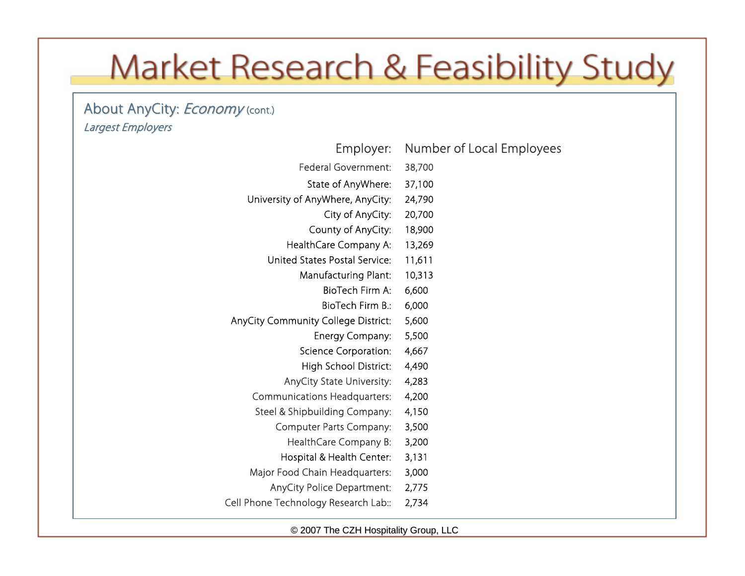# Market Research & Feasibility Study

## About AnyCity: *Economy* (cont.)

*Largest Employers*

| Employer: | Number of Local Employees |
|---|---|
| Federal Government: | 38,700 |
| State of AnyWhere: | 37,100 |
| University of AnyWhere, AnyCity: | 24,790 |
| City of AnyCity: | 20,700 |
| County of AnyCity: | 18,900 |
| HealthCare Company A: | 13,269 |
| United States Postal Service: | 11,611 |
| Manufacturing Plant: | 10,313 |
| BioTech Firm A: | 6,600 |
| BioTech Firm B.: | 6,000 |
| AnyCity Community College District: | 5,600 |
| Energy Company: | 5,500 |
| Science Corporation: | 4,667 |
| High School District: | 4,490 |
| AnyCity State University: | 4,283 |
| Communications Headquarters: | 4,200 |
| Steel & Shipbuilding Company: | 4,150 |
| Computer Parts Company: | 3,500 |
| HealthCare Company B: | 3,200 |
| Hospital & Health Center: | 3,131 |
| Major Food Chain Headquarters: | 3,000 |
| AnyCity Police Department: | 2,775 |
| Cell Phone Technology Research Lab:: | 2,734 |

© 2007 The CZH Hospitality Group, LLC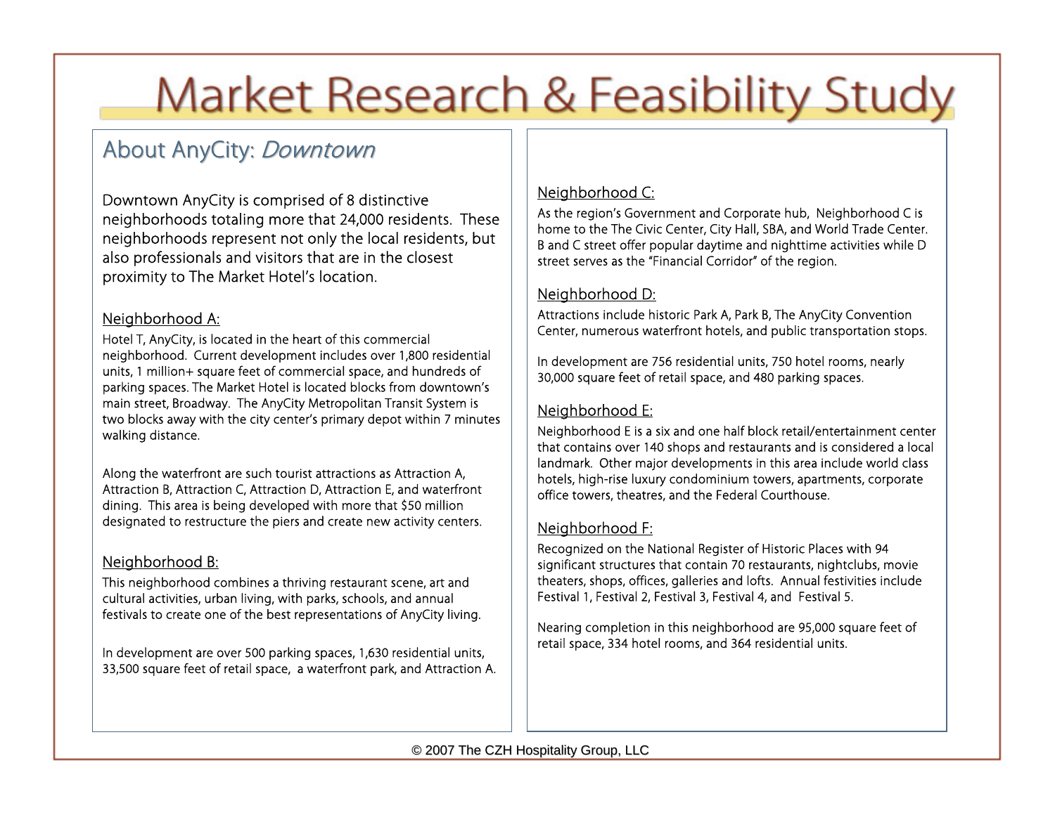# Market Research & Feasibility Study

## About AnyCity: *Downtown*

Downtown AnyCity is comprised of 8 distinctive neighborhoods totaling more that 24,000 residents. These neighborhoods represent not only the local residents, but also professionals and visitors that are in the closest proximity to The Market Hotel's location.

### Neighborhood A:

Hotel T, AnyCity, is located in the heart of this commercial neighborhood. Current development includes over 1,800 residential units, 1 million+ square feet of commercial space, and hundreds of parking spaces. The Market Hotel is located blocks from downtown's main street, Broadway. The AnyCity Metropolitan Transit System is two blocks away with the city center's primary depot within 7 minutes walking distance.

Along the waterfront are such tourist attractions as Attraction A, Attraction B, Attraction C, Attraction D, Attraction E, and waterfront dining. This area is being developed with more that $50 million designated to restructure the piers and create new activity centers.

### Neighborhood B:

This neighborhood combines a thriving restaurant scene, art and cultural activities, urban living, with parks, schools, and annual festivals to create one of the best representations of AnyCity living.

In development are over 500 parking spaces, 1,630 residential units, 33,500 square feet of retail space, a waterfront park, and Attraction A.

### Neighborhood C:

As the region's Government and Corporate hub, Neighborhood C is home to the The Civic Center, City Hall, SBA, and World Trade Center. B and C street offer popular daytime and nighttime activities while D street serves as the "Financial Corridor" of the region.

### Neighborhood D:

Attractions include historic Park A, Park B, The AnyCity Convention Center, numerous waterfront hotels, and public transportation stops.

In development are 756 residential units, 750 hotel rooms, nearly 30,000 square feet of retail space, and 480 parking spaces.

### Neighborhood E:

Neighborhood E is a six and one half block retail/entertainment center that contains over 140 shops and restaurants and is considered a local landmark. Other major developments in this area include world class hotels, high-rise luxury condominium towers, apartments, corporate office towers, theatres, and the Federal Courthouse.

### Neighborhood F:

Recognized on the National Register of Historic Places with 94 significant structures that contain 70 restaurants, nightclubs, movie theaters, shops, offices, galleries and lofts. Annual festivities include Festival 1, Festival 2, Festival 3, Festival 4, and Festival 5.

Nearing completion in this neighborhood are 95,000 square feet of retail space, 334 hotel rooms, and 364 residential units.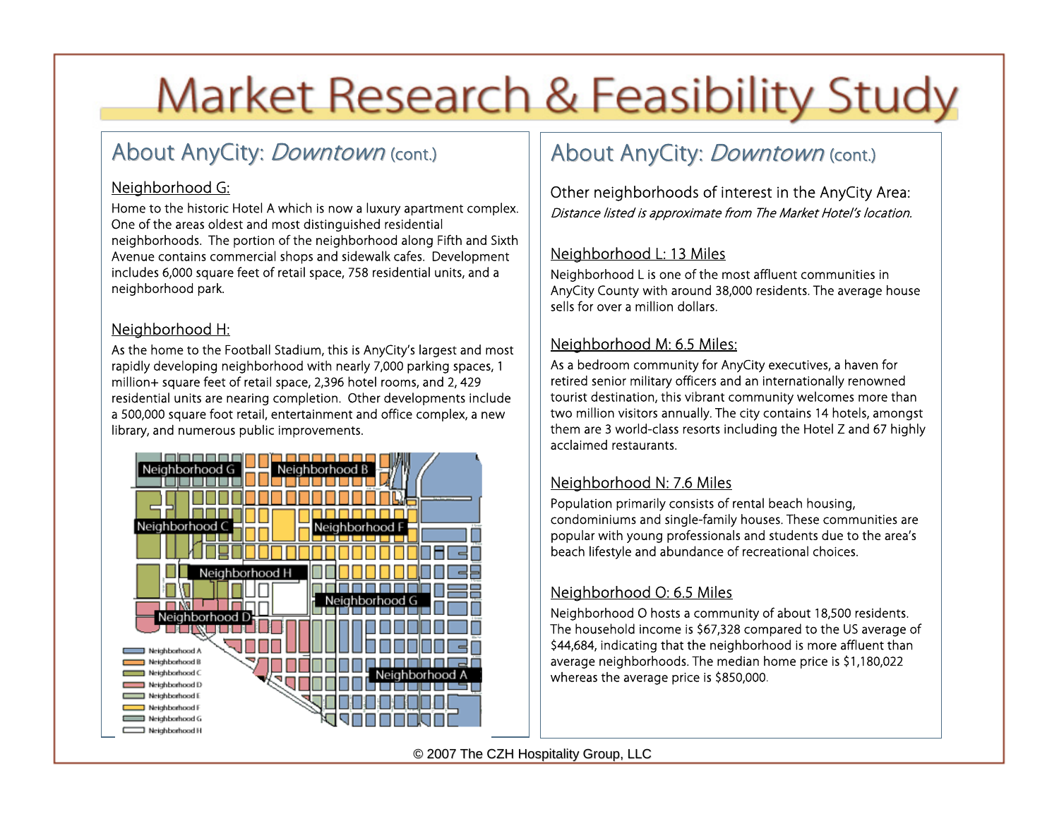# Market Research & Feasibility Study

## About AnyCity: *Downtown* (cont.)

### Neighborhood G:

Home to the historic Hotel A which is now a luxury apartment complex. One of the areas oldest and most distinguished residential neighborhoods. The portion of the neighborhood along Fifth and Sixth Avenue contains commercial shops and sidewalk cafes. Development includes 6,000 square feet of retail space, 758 residential units, and a neighborhood park.

### Neighborhood H:

As the home to the Football Stadium, this is AnyCity's largest and most rapidly developing neighborhood with nearly 7,000 parking spaces, 1 million+ square feet of retail space, 2,396 hotel rooms, and 2, 429 residential units are nearing completion. Other developments include a 500,000 square foot retail, entertainment and office complex, a new library, and numerous public improvements.

Neighborhood G, Neighborhood B, Neighborhood C, Neighborhood F, Neighborhood H, Neighborhood G, Neighborhood D, Neighborhood A

- Neighborhood A
- Neighborhood B
- Neighborhood C
- Neighborhood D
- Neighborhood E
- Neighborhood F
- Neighborhood G
- Neighborhood H

## About AnyCity: *Downtown* (cont.)

Other neighborhoods of interest in the AnyCity Area:

*Distance listed is approximate from The Market Hotel's location.*

### Neighborhood L: 13 Miles

Neighborhood L is one of the most affluent communities in AnyCity County with around 38,000 residents. The average house sells for over a million dollars.

### Neighborhood M: 6.5 Miles:

As a bedroom community for AnyCity executives, a haven for retired senior military officers and an internationally renowned tourist destination, this vibrant community welcomes more than two million visitors annually. The city contains 14 hotels, amongst them are 3 world-class resorts including the Hotel Z and 67 highly acclaimed restaurants.

### Neighborhood N: 7.6 Miles

Population primarily consists of rental beach housing, condominiums and single-family houses. These communities are popular with young professionals and students due to the area's beach lifestyle and abundance of recreational choices.

### Neighborhood O: 6.5 Miles

Neighborhood O hosts a community of about 18,500 residents. The household income is $67,328 compared to the US average of $44,684, indicating that the neighborhood is more affluent than average neighborhoods. The median home price is $1,180,022 whereas the average price is $850,000.

© 2007 The CZH Hospitality Group, LLC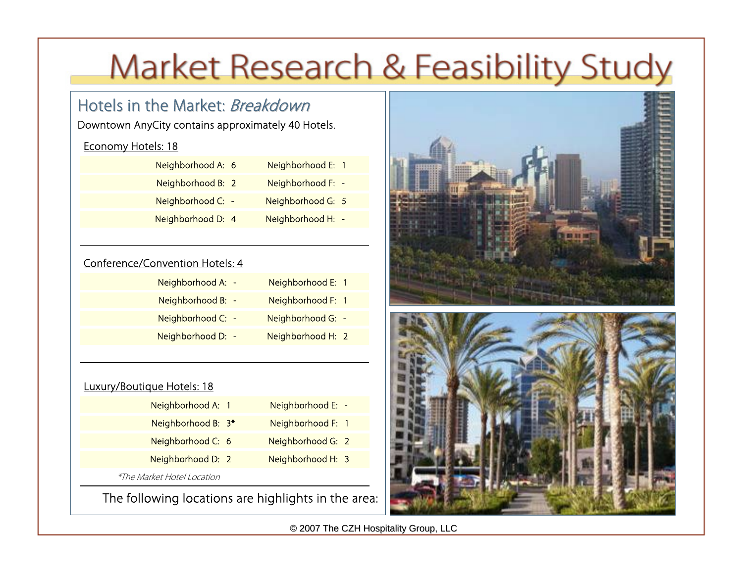# Market Research & Feasibility Study

## Hotels in the Market: *Breakdown*

Downtown AnyCity contains approximately 40 Hotels.

### Economy Hotels: 18

| | |
|---|---|
| Neighborhood A: 6 | Neighborhood E: 1 |
| Neighborhood B: 2 | Neighborhood F: - |
| Neighborhood C: - | Neighborhood G: 5 |
| Neighborhood D: 4 | Neighborhood H: - |

### Conference/Convention Hotels: 4

| | |
|---|---|
| Neighborhood A: - | Neighborhood E: 1 |
| Neighborhood B: - | Neighborhood F: 1 |
| Neighborhood C: - | Neighborhood G: - |
| Neighborhood D: - | Neighborhood H: 2 |

### Luxury/Boutique Hotels: 18

| | |
|---|---|
| Neighborhood A: 1 | Neighborhood E: - |
| Neighborhood B: 3* | Neighborhood F: 1 |
| Neighborhood C: 6 | Neighborhood G: 2 |
| Neighborhood D: 2 | Neighborhood H: 3 |

*\*The Market Hotel Location*

The following locations are highlights in the area:

© 2007 The CZH Hospitality Group, LLC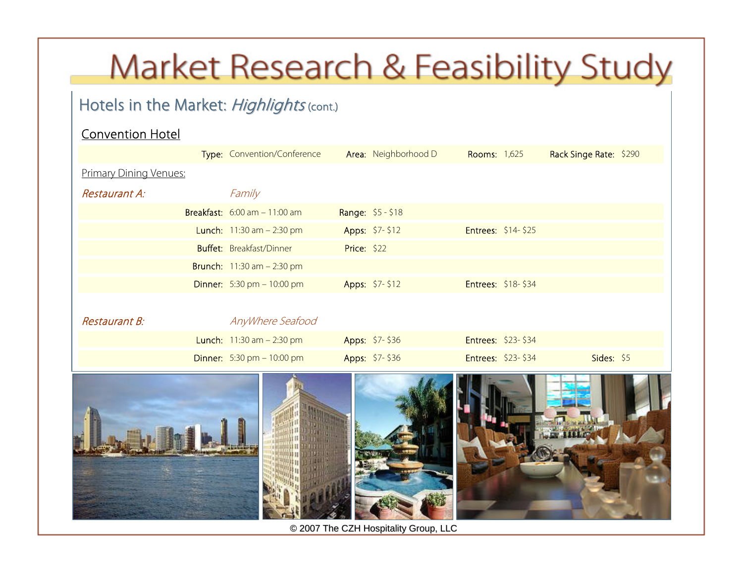# Market Research & Feasibility Study

## Hotels in the Market: *Highlights* (cont.)

### Convention Hotel

| Type: | Convention/Conference | Area: | Neighborhood D | Rooms: | 1,625 | Rack Singe Rate: | $290 |
|---|---|---|---|---|---|---|---|

Primary Dining Venues:

*Restaurant A:* *Family*

| | | | | | | | |
|---|---|---|---|---|---|---|---|
| Breakfast: | 6:00 am – 11:00 am | Range: | $5 - $18 | | | | |
| Lunch: | 11:30 am – 2:30 pm | Apps: | $7- $12 | Entrees: | $14- $25 | | |
| Buffet: | Breakfast/Dinner | Price: | $22 | | | | |
| Brunch: | 11:30 am – 2:30 pm | | | | | | |
| Dinner: | 5:30 pm – 10:00 pm | Apps: | $7- $12 | Entrees: | $18- $34 | | |

*Restaurant B:* *AnyWhere Seafood*

| | | | | | | | |
|---|---|---|---|---|---|---|---|
| Lunch: | 11:30 am – 2:30 pm | Apps: | $7- $36 | Entrees: | $23- $34 | | |
| Dinner: | 5:30 pm – 10:00 pm | Apps: | $7- $36 | Entrees: | $23- $34 | Sides: | $5 |

© 2007 The CZH Hospitality Group, LLC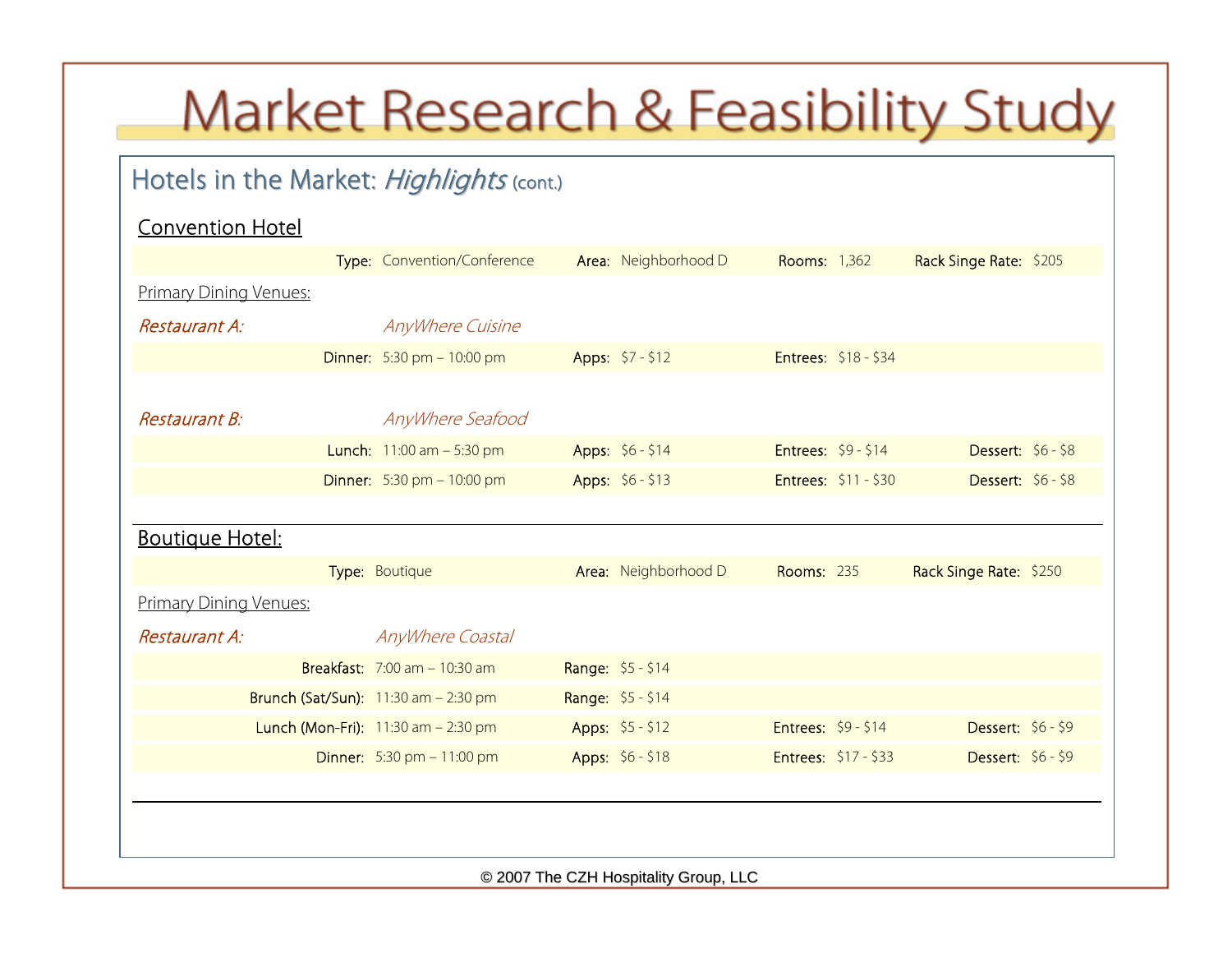# Market Research & Feasibility Study

## Hotels in the Market: *Highlights* (cont.)

### Convention Hotel

| Type: | Convention/Conference | Area: | Neighborhood D | Rooms: | 1,362 | Rack Singe Rate: | $205 |
|---|---|---|---|---|---|---|---|

Primary Dining Venues:

*Restaurant A:* *AnyWhere Cuisine*

| | | | | | | | |
|---|---|---|---|---|---|---|---|
| Dinner: | 5:30 pm – 10:00 pm | Apps: | $7 - $12 | Entrees: | $18 - $34 | | |

*Restaurant B:* *AnyWhere Seafood*

| | | | | | | | |
|---|---|---|---|---|---|---|---|
| Lunch: | 11:00 am – 5:30 pm | Apps: | $6 - $14 | Entrees: | $9 - $14 | Dessert: | $6 - $8 |
| Dinner: | 5:30 pm – 10:00 pm | Apps: | $6 - $13 | Entrees: | $11 - $30 | Dessert: | $6 - $8 |

---

### Boutique Hotel:

| Type: | Boutique | Area: | Neighborhood D | Rooms: | 235 | Rack Singe Rate: | $250 |
|---|---|---|---|---|---|---|---|

Primary Dining Venues:

*Restaurant A:* *AnyWhere Coastal*

| | | | | | | | |
|---|---|---|---|---|---|---|---|
| Breakfast: | 7:00 am – 10:30 am | Range: | $5 - $14 | | | | |
| Brunch (Sat/Sun): | 11:30 am – 2:30 pm | Range: | $5 - $14 | | | | |
| Lunch (Mon-Fri): | 11:30 am – 2:30 pm | Apps: | $5 - $12 | Entrees: | $9 - $14 | Dessert: | $6 - $9 |
| Dinner: | 5:30 pm – 11:00 pm | Apps: | $6 - $18 | Entrees: | $17 - $33 | Dessert: | $6 - $9 |

---

© 2007 The CZH Hospitality Group, LLC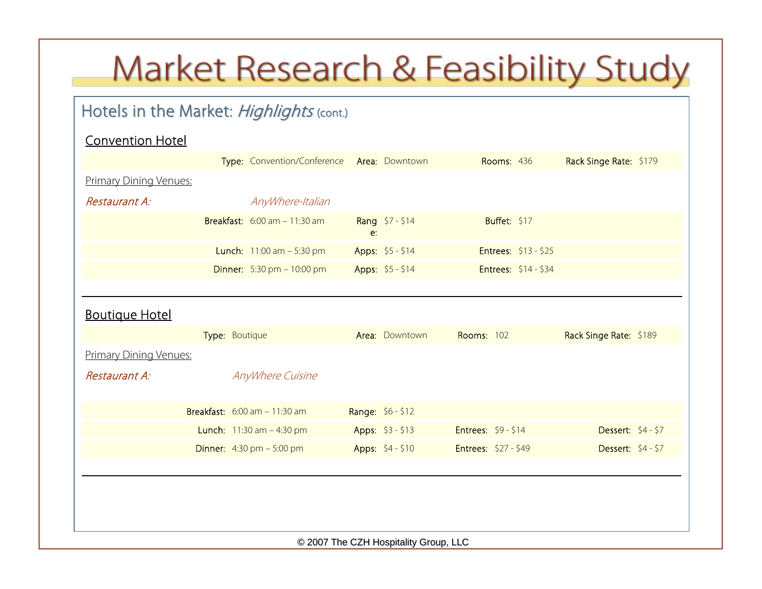# Market Research & Feasibility Study

## Hotels in the Market: *Highlights* (cont.)

### Convention Hotel

| Type: | Convention/Conference | Area: | Downtown | Rooms: | 436 | Rack Singe Rate: | $179 |
|---|---|---|---|---|---|---|---|

Primary Dining Venues:

*Restaurant A:* *AnyWhere-Italian*

| | | | | | |
|---|---|---|---|---|---|
| Breakfast: | 6:00 am – 11:30 am | Range: | $7 - $14 | Buffet: | $17 |
| Lunch: | 11:00 am – 5:30 pm | Apps: | $5 - $14 | Entrees: | $13 - $25 |
| Dinner: | 5:30 pm – 10:00 pm | Apps: | $5 - $14 | Entrees: | $14 - $34 |

---

### Boutique Hotel

| Type: | Boutique | Area: | Downtown | Rooms: | 102 | Rack Singe Rate: | $189 |
|---|---|---|---|---|---|---|---|

Primary Dining Venues:

*Restaurant A:* *AnyWhere Cuisine*

| | | | | | | | |
|---|---|---|---|---|---|---|---|
| Breakfast: | 6:00 am – 11:30 am | Range: | $6 - $12 | | | | |
| Lunch: | 11:30 am – 4:30 pm | Apps: | $3 - $13 | Entrees: | $9 - $14 | Dessert: | $4 - $7 |
| Dinner: | 4:30 pm – 5:00 pm | Apps: | $4 - $10 | Entrees: | $27 - $49 | Dessert: | $4 - $7 |

---

© 2007 The CZH Hospitality Group, LLC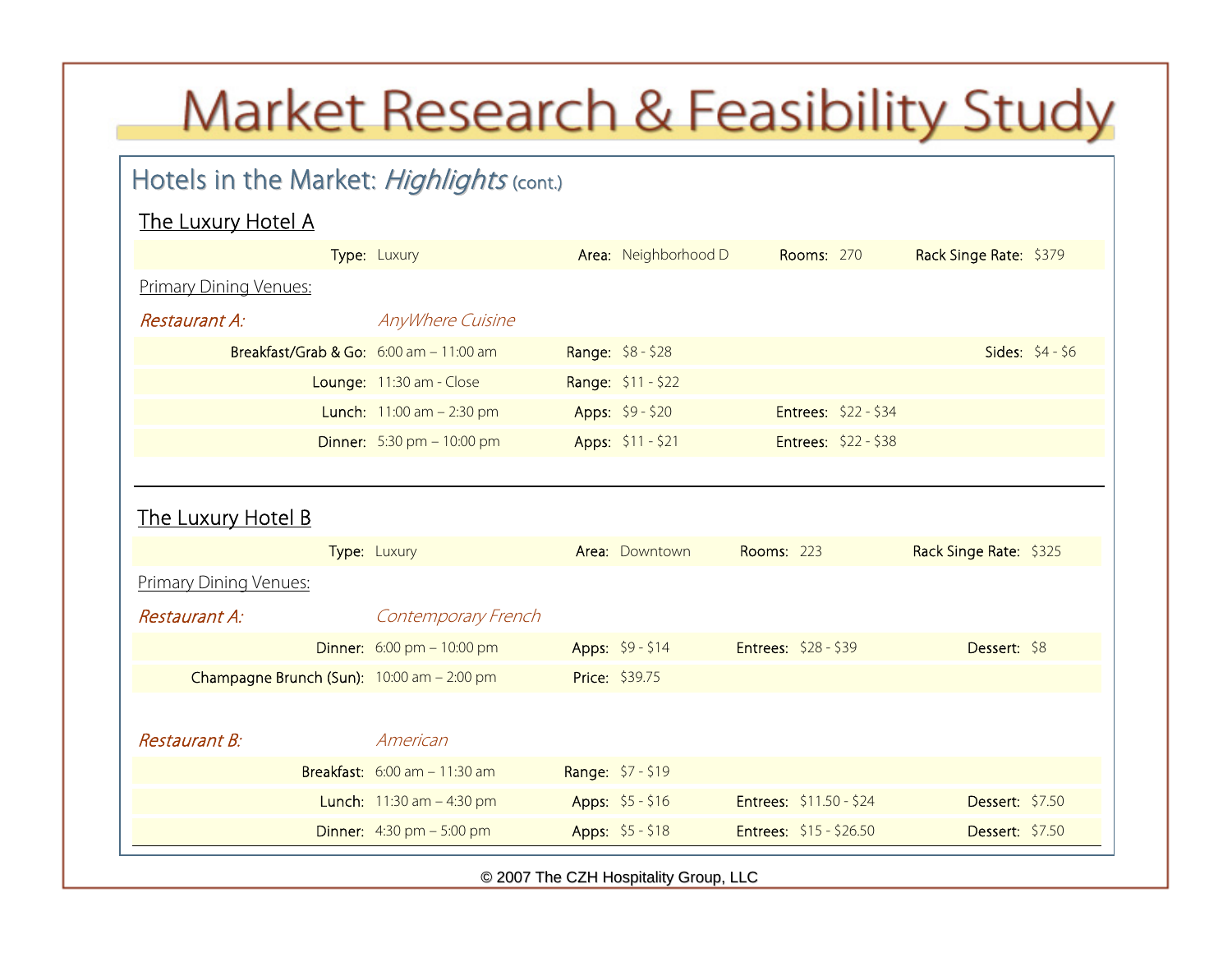# Market Research & Feasibility Study

## Hotels in the Market: *Highlights* (cont.)

### The Luxury Hotel A

| Type: | Luxury | Area: | Neighborhood D | Rooms: | 270 | Rack Singe Rate: | $379 |
|---|---|---|---|---|---|---|---|

Primary Dining Venues:

*Restaurant A:* *AnyWhere Cuisine*

| | | | | | | | |
|---|---|---|---|---|---|---|---|
| Breakfast/Grab & Go: | 6:00 am – 11:00 am | Range: | $8 - $28 | | | Sides: | $4 - $6 |
| Lounge: | 11:30 am - Close | Range: | $11 - $22 | | | | |
| Lunch: | 11:00 am – 2:30 pm | Apps: | $9 - $20 | Entrees: | $22 - $34 | | |
| Dinner: | 5:30 pm – 10:00 pm | Apps: | $11 - $21 | Entrees: | $22 - $38 | | |

---

### The Luxury Hotel B

| Type: | Luxury | Area: | Downtown | Rooms: | 223 | Rack Singe Rate: | $325 |
|---|---|---|---|---|---|---|---|

Primary Dining Venues:

*Restaurant A:* *Contemporary French*

| | | | | | | | |
|---|---|---|---|---|---|---|---|
| Dinner: | 6:00 pm – 10:00 pm | Apps: | $9 - $14 | Entrees: | $28 - $39 | Dessert: | $8 |
| Champagne Brunch (Sun): | 10:00 am – 2:00 pm | Price: | $39.75 | | | | |

*Restaurant B:* *American*

| | | | | | | | |
|---|---|---|---|---|---|---|---|
| Breakfast: | 6:00 am – 11:30 am | Range: | $7 - $19 | | | | |
| Lunch: | 11:30 am – 4:30 pm | Apps: | $5 - $16 | Entrees: | $11.50 - $24 | Dessert: | $7.50 |
| Dinner: | 4:30 pm – 5:00 pm | Apps: | $5 - $18 | Entrees: | $15 - $26.50 | Dessert: | $7.50 |

© 2007 The CZH Hospitality Group, LLC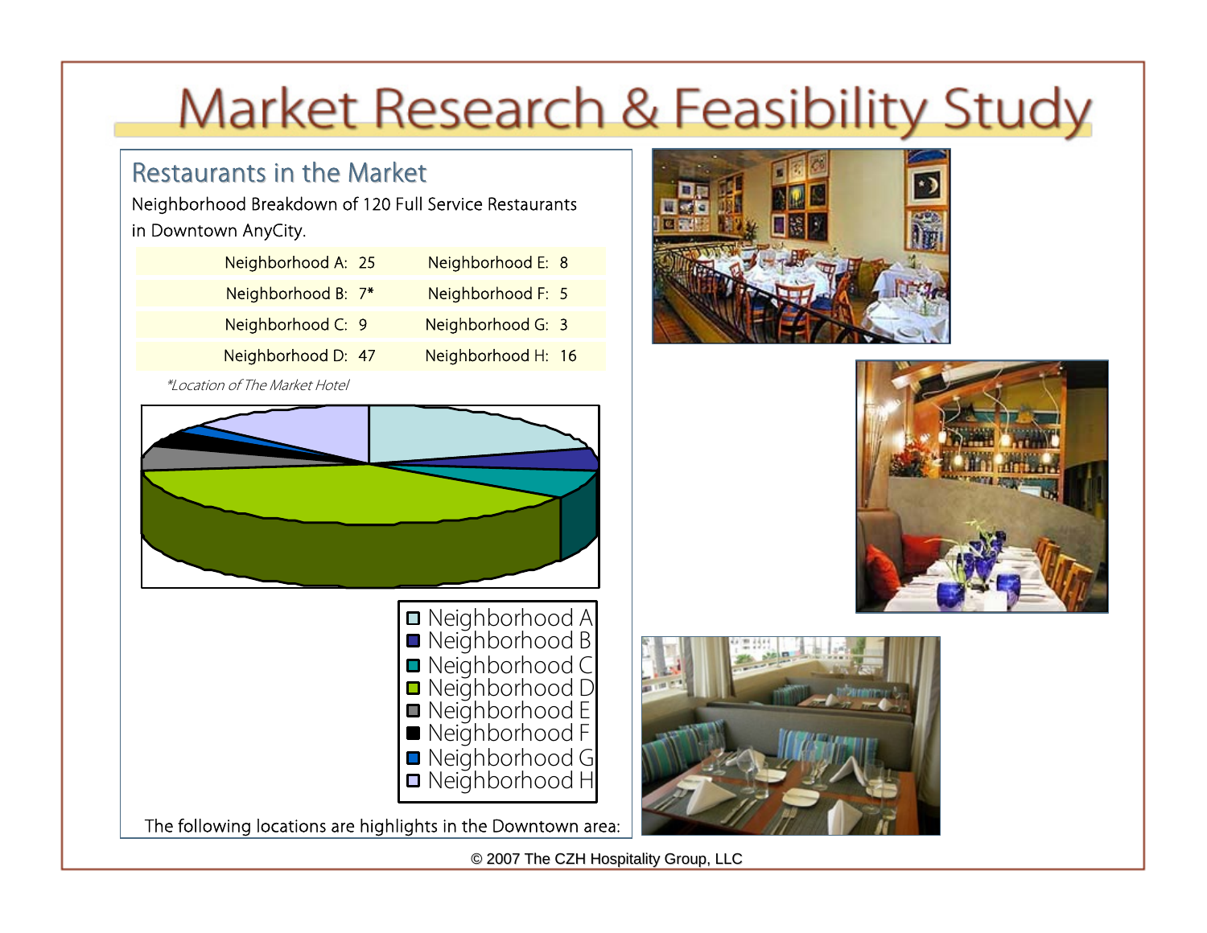# Market Research & Feasibility Study

## Restaurants in the Market

Neighborhood Breakdown of 120 Full Service Restaurants in Downtown AnyCity.

| | |
|---|---|
| Neighborhood A: 25 | Neighborhood E: 8 |
| Neighborhood B: 7* | Neighborhood F: 5 |
| Neighborhood C: 9 | Neighborhood G: 3 |
| Neighborhood D: 47 | Neighborhood H: 16 |

*\*Location of The Market Hotel*

- Neighborhood A
- Neighborhood B
- Neighborhood C
- Neighborhood D
- Neighborhood E
- Neighborhood F
- Neighborhood G
- Neighborhood H

The following locations are highlights in the Downtown area:

© 2007 The CZH Hospitality Group, LLC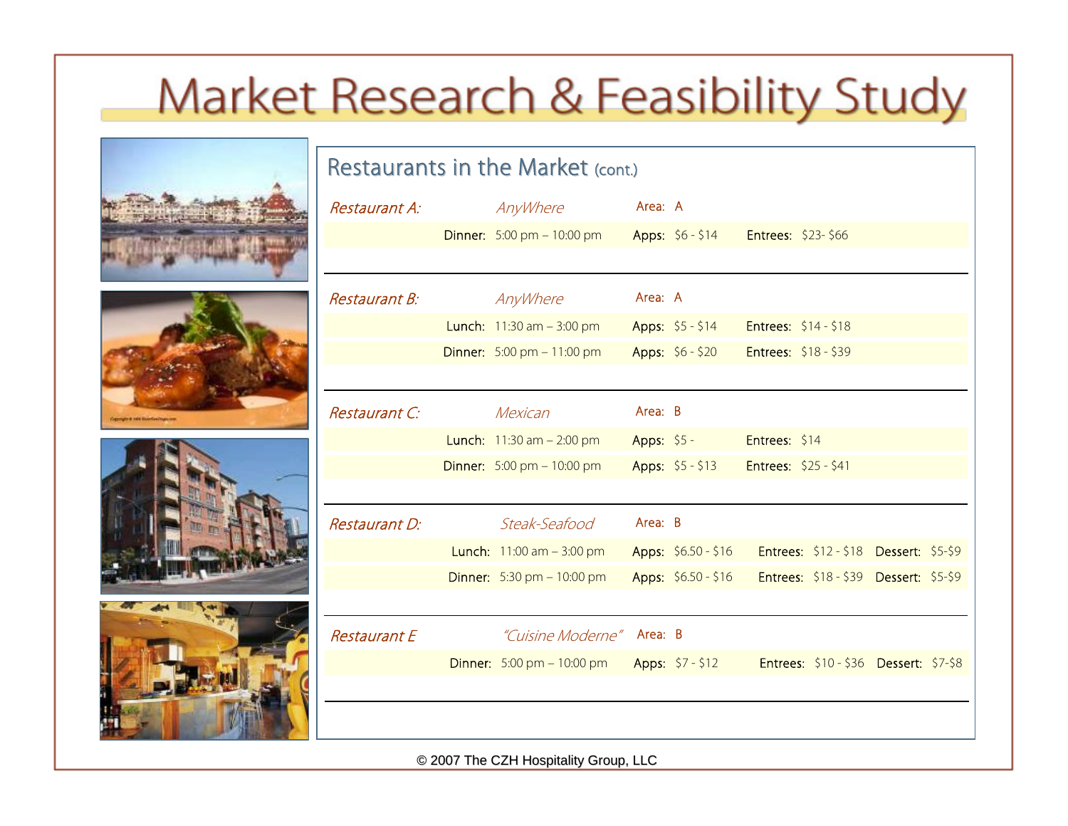# Market Research & Feasibility Study

## Restaurants in the Market (cont.)

*Restaurant A:* *AnyWhere* Area: A

| | | | | | | | |
|---|---|---|---|---|---|---|---|
| Dinner: | 5:00 pm – 10:00 pm | Apps: | $6 - $14 | Entrees: | $23- $66 | | |

*Restaurant B:* *AnyWhere* Area: A

| | | | | | | | |
|---|---|---|---|---|---|---|---|
| Lunch: | 11:30 am – 3:00 pm | Apps: | $5 - $14 | Entrees: | $14 - $18 | | |
| Dinner: | 5:00 pm – 11:00 pm | Apps: | $6 - $20 | Entrees: | $18 - $39 | | |

*Restaurant C:* *Mexican* Area: B

| | | | | | | | |
|---|---|---|---|---|---|---|---|
| Lunch: | 11:30 am – 2:00 pm | Apps: | $5 - | Entrees: | $14 | | |
| Dinner: | 5:00 pm – 10:00 pm | Apps: | $5 - $13 | Entrees: | $25 - $41 | | |

*Restaurant D:* *Steak-Seafood* Area: B

| | | | | | | | |
|---|---|---|---|---|---|---|---|
| Lunch: | 11:00 am – 3:00 pm | Apps: | $6.50 - $16 | Entrees: | $12 - $18 | Dessert: | $5-$9 |
| Dinner: | 5:30 pm – 10:00 pm | Apps: | $6.50 - $16 | Entrees: | $18 - $39 | Dessert: | $5-$9 |

*Restaurant E* *"Cuisine Moderne"* Area: B

| | | | | | | | |
|---|---|---|---|---|---|---|---|
| Dinner: | 5:00 pm – 10:00 pm | Apps: | $7 - $12 | Entrees: | $10 - $36 | Dessert: | $7-$8 |

© 2007 The CZH Hospitality Group, LLC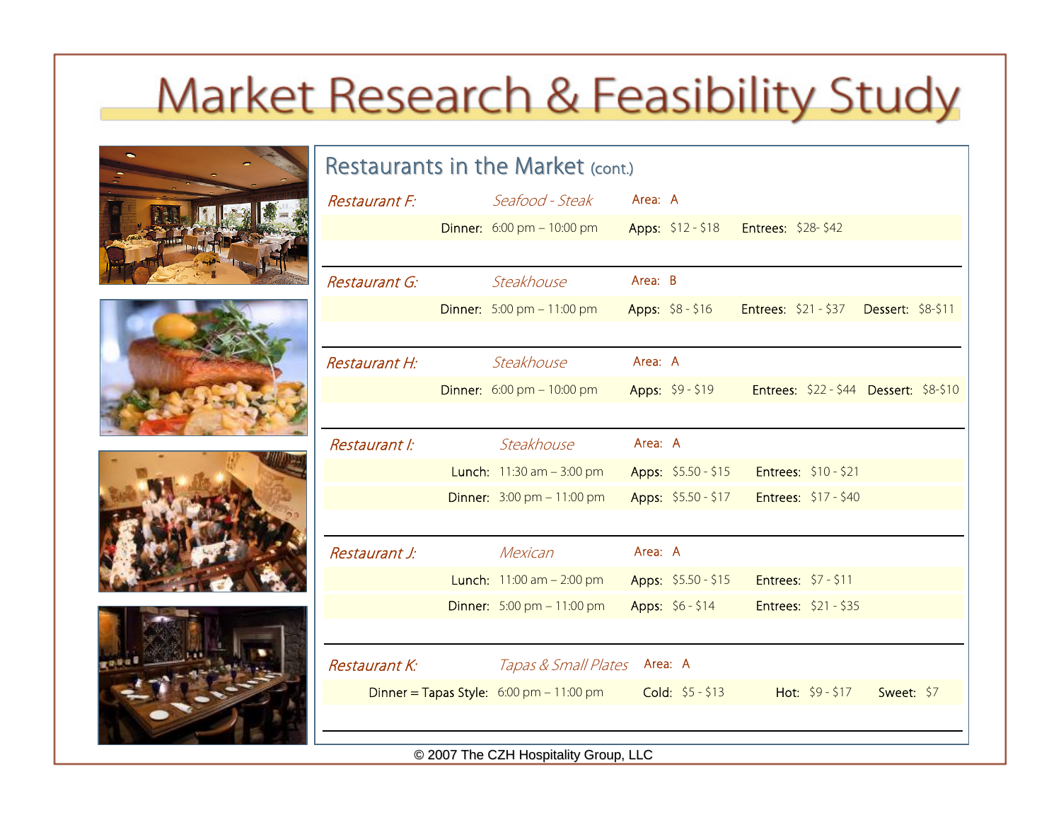# Market Research & Feasibility Study

## Restaurants in the Market (cont.)

*Restaurant F:* *Seafood - Steak* Area: A

Dinner: 6:00 pm – 10:00 pm Apps: $12 - $18 Entrees: $28- $42

---

*Restaurant G:* *Steakhouse* Area: B

Dinner: 5:00 pm – 11:00 pm Apps: $8 - $16 Entrees: $21 - $37 Dessert: $8-$11

---

*Restaurant H:* *Steakhouse* Area: A

Dinner: 6:00 pm – 10:00 pm Apps: $9 - $19 Entrees: $22 - $44 Dessert: $8-$10

---

*Restaurant I:* *Steakhouse* Area: A

Lunch: 11:30 am – 3:00 pm Apps: $5.50 - $15 Entrees: $10 - $21

Dinner: 3:00 pm – 11:00 pm Apps: $5.50 - $17 Entrees: $17 - $40

---

*Restaurant J:* *Mexican* Area: A

Lunch: 11:00 am – 2:00 pm Apps: $5.50 - $15 Entrees: $7 - $11

Dinner: 5:00 pm – 11:00 pm Apps: $6 - $14 Entrees: $21 - $35

---

*Restaurant K:* *Tapas & Small Plates* Area: A

Dinner = Tapas Style: 6:00 pm – 11:00 pm Cold: $5 - $13 Hot: $9 - $17 Sweet: $7

---

© 2007 The CZH Hospitality Group, LLC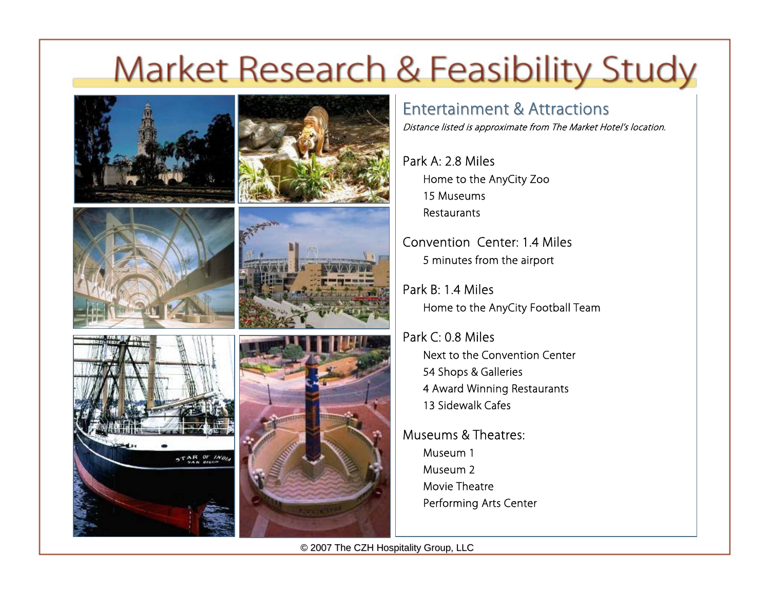# Market Research & Feasibility Study

## Entertainment & Attractions

*Distance listed is approximate from The Market Hotel's location.*

**Park A: 2.8 Miles**
- Home to the AnyCity Zoo
- 15 Museums
- Restaurants

**Convention Center: 1.4 Miles**
- 5 minutes from the airport

**Park B: 1.4 Miles**
- Home to the AnyCity Football Team

**Park C: 0.8 Miles**
- Next to the Convention Center
- 54 Shops & Galleries
- 4 Award Winning Restaurants
- 13 Sidewalk Cafes

**Museums & Theatres:**
- Museum 1
- Museum 2
- Movie Theatre
- Performing Arts Center

© 2007 The CZH Hospitality Group, LLC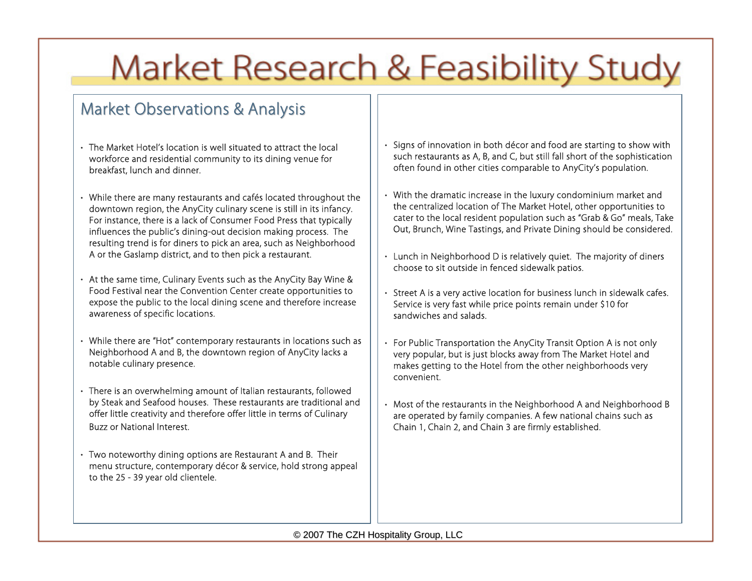# Market Research & Feasibility Study

## Market Observations & Analysis

- The Market Hotel's location is well situated to attract the local workforce and residential community to its dining venue for breakfast, lunch and dinner.
- While there are many restaurants and cafés located throughout the downtown region, the AnyCity culinary scene is still in its infancy. For instance, there is a lack of Consumer Food Press that typically influences the public's dining-out decision making process. The resulting trend is for diners to pick an area, such as Neighborhood A or the Gaslamp district, and to then pick a restaurant.
- At the same time, Culinary Events such as the AnyCity Bay Wine & Food Festival near the Convention Center create opportunities to expose the public to the local dining scene and therefore increase awareness of specific locations.
- While there are "Hot" contemporary restaurants in locations such as Neighborhood A and B, the downtown region of AnyCity lacks a notable culinary presence.
- There is an overwhelming amount of Italian restaurants, followed by Steak and Seafood houses. These restaurants are traditional and offer little creativity and therefore offer little in terms of Culinary Buzz or National Interest.
- Two noteworthy dining options are Restaurant A and B. Their menu structure, contemporary décor & service, hold strong appeal to the 25 - 39 year old clientele.
- Signs of innovation in both décor and food are starting to show with such restaurants as A, B, and C, but still fall short of the sophistication often found in other cities comparable to AnyCity's population.
- With the dramatic increase in the luxury condominium market and the centralized location of The Market Hotel, other opportunities to cater to the local resident population such as "Grab & Go" meals, Take Out, Brunch, Wine Tastings, and Private Dining should be considered.
- Lunch in Neighborhood D is relatively quiet. The majority of diners choose to sit outside in fenced sidewalk patios.
- Street A is a very active location for business lunch in sidewalk cafes. Service is very fast while price points remain under $10 for sandwiches and salads.
- For Public Transportation the AnyCity Transit Option A is not only very popular, but is just blocks away from The Market Hotel and makes getting to the Hotel from the other neighborhoods very convenient.
- Most of the restaurants in the Neighborhood A and Neighborhood B are operated by family companies. A few national chains such as Chain 1, Chain 2, and Chain 3 are firmly established.

© 2007 The CZH Hospitality Group, LLC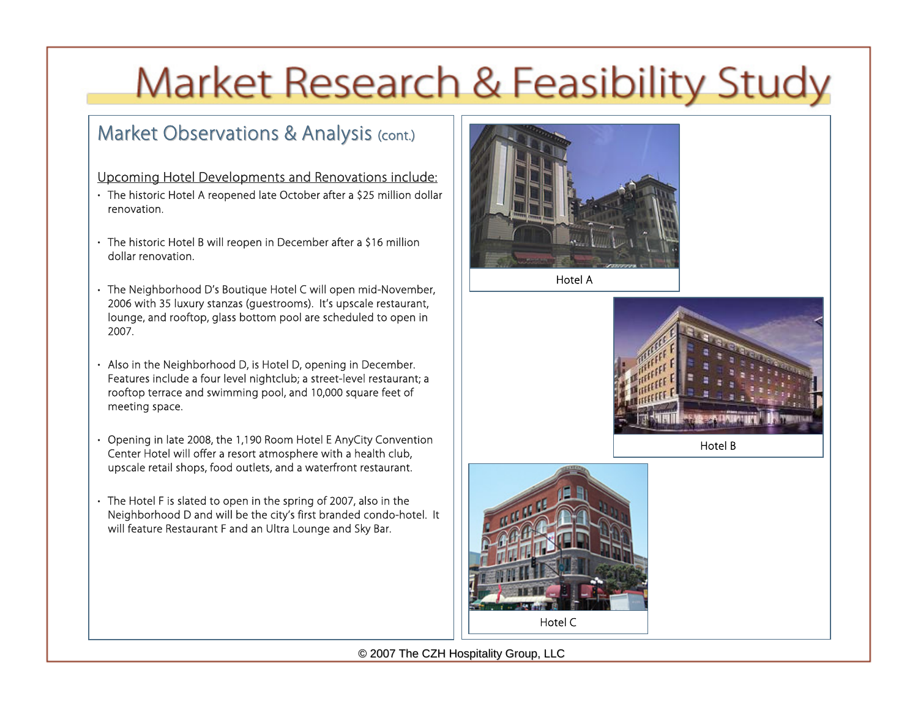# Market Research & Feasibility Study

## Market Observations & Analysis (cont.)

Upcoming Hotel Developments and Renovations include:

- The historic Hotel A reopened late October after a $25 million dollar renovation.
- The historic Hotel B will reopen in December after a $16 million dollar renovation.
- The Neighborhood D's Boutique Hotel C will open mid-November, 2006 with 35 luxury stanzas (guestrooms). It's upscale restaurant, lounge, and rooftop, glass bottom pool are scheduled to open in 2007.
- Also in the Neighborhood D, is Hotel D, opening in December. Features include a four level nightclub; a street-level restaurant; a rooftop terrace and swimming pool, and 10,000 square feet of meeting space.
- Opening in late 2008, the 1,190 Room Hotel E AnyCity Convention Center Hotel will offer a resort atmosphere with a health club, upscale retail shops, food outlets, and a waterfront restaurant.
- The Hotel F is slated to open in the spring of 2007, also in the Neighborhood D and will be the city's first branded condo-hotel. It will feature Restaurant F and an Ultra Lounge and Sky Bar.

Hotel A

Hotel B

Hotel C

© 2007 The CZH Hospitality Group, LLC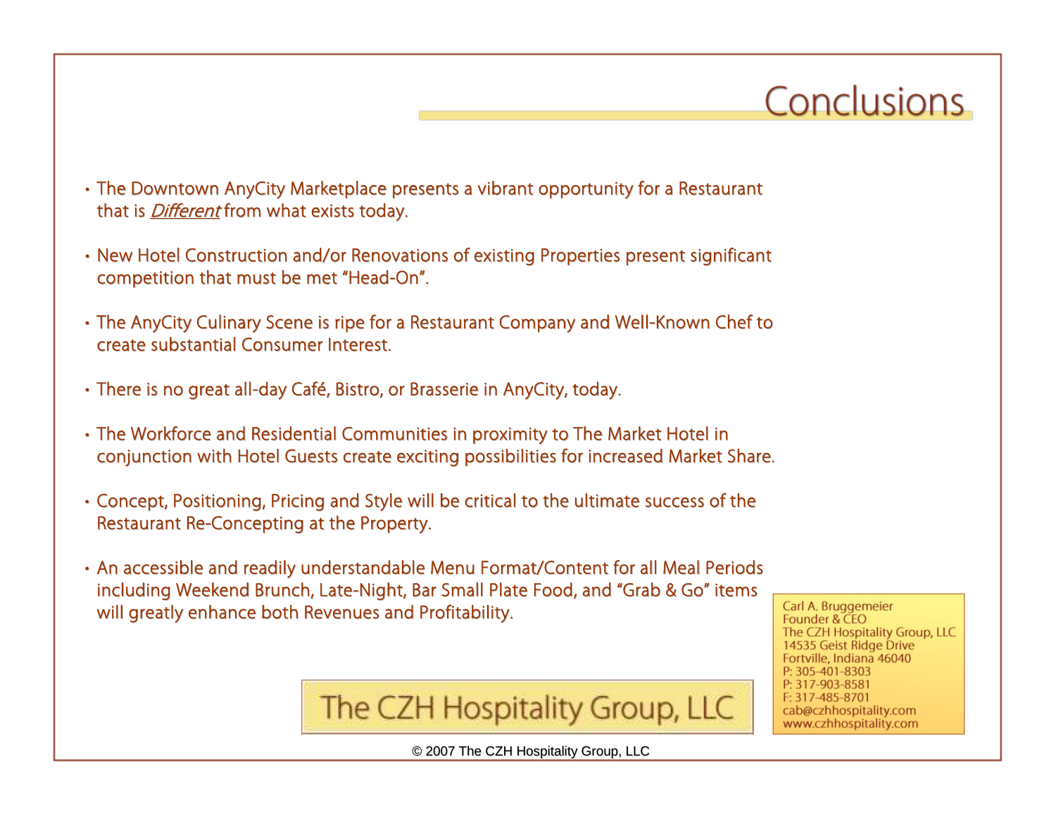# Conclusions

- The Downtown AnyCity Marketplace presents a vibrant opportunity for a Restaurant that is *Different* from what exists today.

- New Hotel Construction and/or Renovations of existing Properties present significant competition that must be met "Head-On".

- The AnyCity Culinary Scene is ripe for a Restaurant Company and Well-Known Chef to create substantial Consumer Interest.

- There is no great all-day Café, Bistro, or Brasserie in AnyCity, today.

- The Workforce and Residential Communities in proximity to The Market Hotel in conjunction with Hotel Guests create exciting possibilities for increased Market Share.

- Concept, Positioning, Pricing and Style will be critical to the ultimate success of the Restaurant Re-Concepting at the Property.

- An accessible and readily understandable Menu Format/Content for all Meal Periods including Weekend Brunch, Late-Night, Bar Small Plate Food, and "Grab & Go" items will greatly enhance both Revenues and Profitability.

Carl A. Bruggemeier
Founder & CEO
The CZH Hospitality Group, LLC
14535 Geist Ridge Drive
Fortville, Indiana 46040
P: 305-401-8303
P: 317-903-8581
F: 317-485-8701
cab@czhhospitality.com
www.czhhospitality.com

The CZH Hospitality Group, LLC

© 2007 The CZH Hospitality Group, LLC